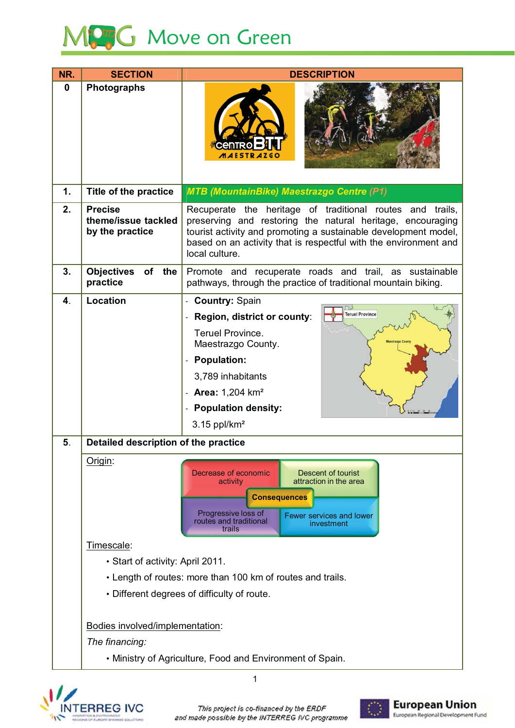# Move on Green

| NR. | SECTION | DESCRIPTION |
|---|---|---|
| 0 | **Photographs** | |
| 1. | **Title of the practice** | *MTB (MountainBike) Maestrazgo Centre (P1)* |
| 2. | **Precise theme/issue tackled by the practice** | Recuperate the heritage of traditional routes and trails, preserving and restoring the natural heritage, encouraging tourist activity and promoting a sustainable development model, based on an activity that is respectful with the environment and local culture. |
| 3. | **Objectives of the practice** | Promote and recuperate roads and trail, as sustainable pathways, through the practice of traditional mountain biking. |
| 4. | **Location** | - **Country:** Spain<br>- **Region, district or county**:<br>Teruel Province.<br>Maestrazgo County.<br>- **Population:**<br>3,789 inhabitants<br>- **Area:** 1,204 km²<br>- **Population density:**<br>3.15 ppl/km² |
| 5. | **Detailed description of the practice** | |

Origin:

- Decrease of economic activity
- Descent of tourist attraction in the area
- **Consequences**
- Progressive loss of routes and traditional trails
- Fewer services and lower investment

Timescale:

- Start of activity: April 2011.
- Length of routes: more than 100 km of routes and trails.
- Different degrees of difficulty of route.

Bodies involved/implementation:

*The financing:*

- Ministry of Agriculture, Food and Environment of Spain.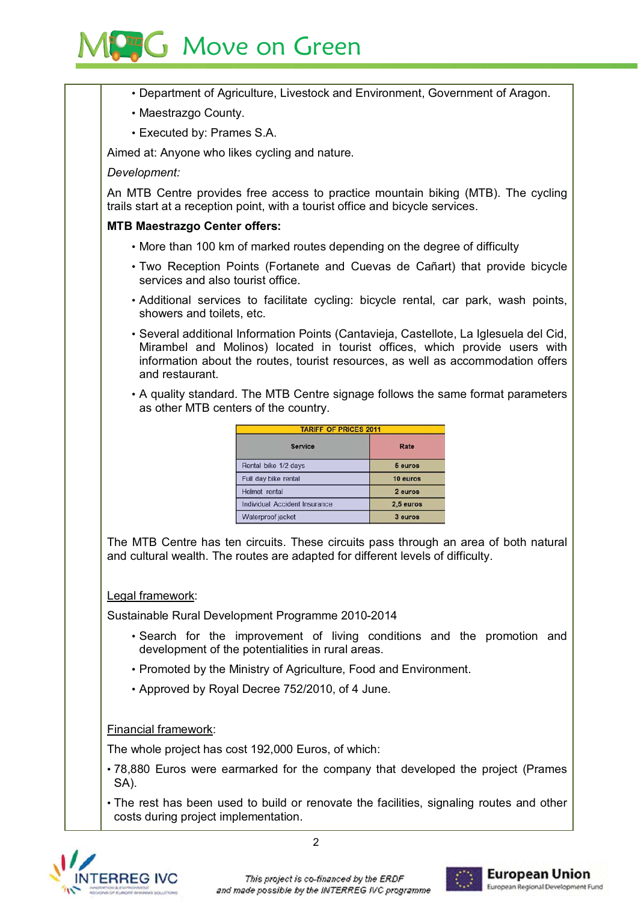- Department of Agriculture, Livestock and Environment, Government of Aragon.
- Maestrazgo County.
- Executed by: Prames S.A.

Aimed at: Anyone who likes cycling and nature.

*Development:*

An MTB Centre provides free access to practice mountain biking (MTB). The cycling trails start at a reception point, with a tourist office and bicycle services.

**MTB Maestrazgo Center offers:**

- More than 100 km of marked routes depending on the degree of difficulty
- Two Reception Points (Fortanete and Cuevas de Cañart) that provide bicycle services and also tourist office.
- Additional services to facilitate cycling: bicycle rental, car park, wash points, showers and toilets, etc.
- Several additional Information Points (Cantavieja, Castellote, La Iglesuela del Cid, Mirambel and Molinos) located in tourist offices, which provide users with information about the routes, tourist resources, as well as accommodation offers and restaurant.
- A quality standard. The MTB Centre signage follows the same format parameters as other MTB centers of the country.

| TARIFF OF PRICES 2011 | |
|---|---|
| **Service** | **Rate** |
| Rental bike 1/2 days | 5 euros |
| Full day bike rental | 10 euros |
| Helmet rental | 2 euros |
| Individual Accident Insurance | 2,5 euros |
| Waterproof jacket | 3 euros |

The MTB Centre has ten circuits. These circuits pass through an area of both natural and cultural wealth. The routes are adapted for different levels of difficulty.

<u>Legal framework</u>:

Sustainable Rural Development Programme 2010-2014

- Search for the improvement of living conditions and the promotion and development of the potentialities in rural areas.
- Promoted by the Ministry of Agriculture, Food and Environment.
- Approved by Royal Decree 752/2010, of 4 June.

<u>Financial framework</u>:

The whole project has cost 192,000 Euros, of which:

- 78,880 Euros were earmarked for the company that developed the project (Prames SA).
- The rest has been used to build or renovate the facilities, signaling routes and other costs during project implementation.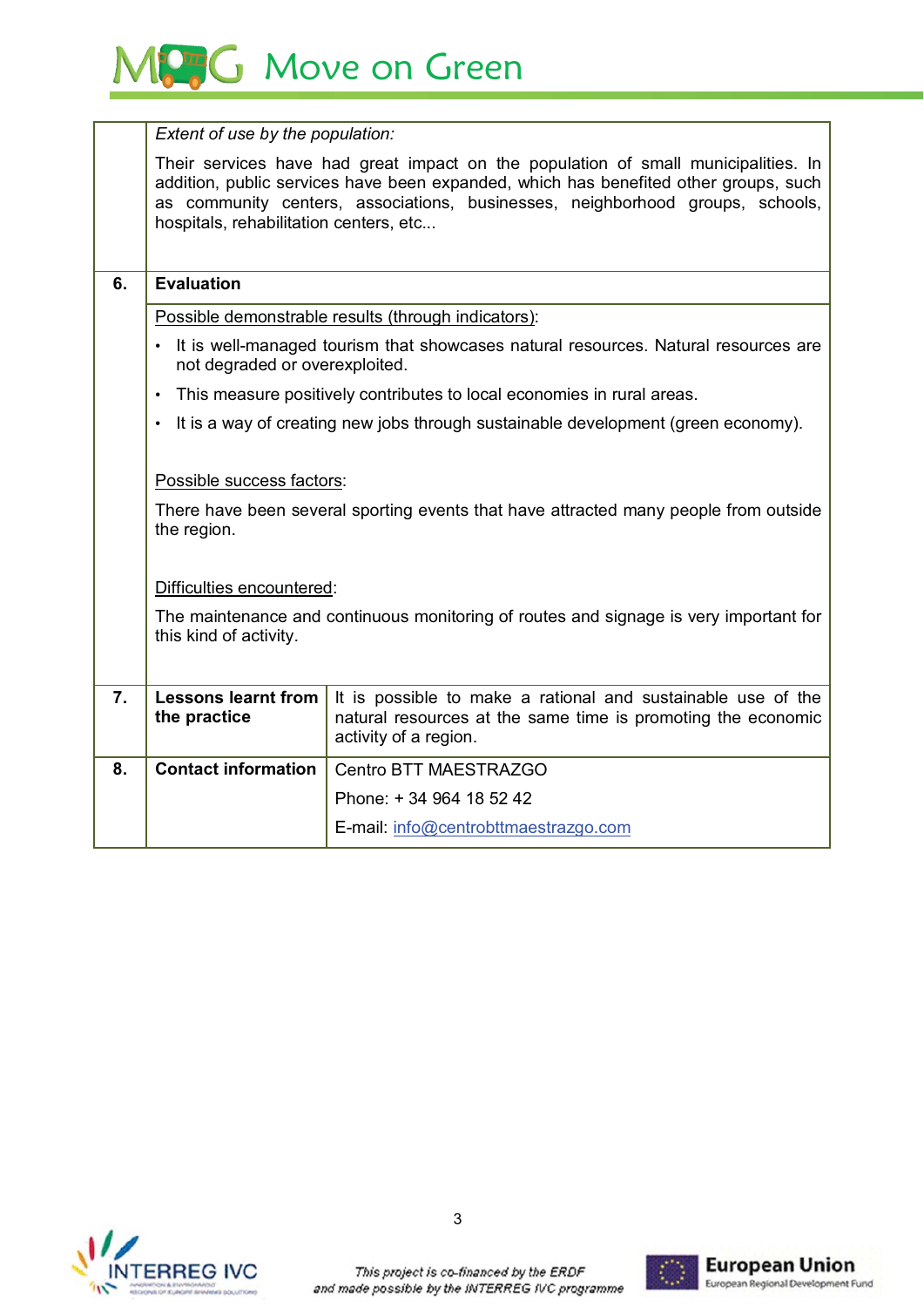| | | |
|---|---|---|
| | *Extent of use by the population:*<br><br>Their services have had great impact on the population of small municipalities. In addition, public services have been expanded, which has benefited other groups, such as community centers, associations, businesses, neighborhood groups, schools, hospitals, rehabilitation centers, etc... | |
| **6.** | **Evaluation** | |
| | Possible demonstrable results (through indicators):<br><br>• It is well-managed tourism that showcases natural resources. Natural resources are not degraded or overexploited.<br>• This measure positively contributes to local economies in rural areas.<br>• It is a way of creating new jobs through sustainable development (green economy).<br><br>Possible success factors:<br><br>There have been several sporting events that have attracted many people from outside the region.<br><br>Difficulties encountered:<br><br>The maintenance and continuous monitoring of routes and signage is very important for this kind of activity. | |
| **7.** | **Lessons learnt from the practice** | It is possible to make a rational and sustainable use of the natural resources at the same time is promoting the economic activity of a region. |
| **8.** | **Contact information** | Centro BTT MAESTRAZGO<br><br>Phone: + 34 964 18 52 42<br><br>E-mail: info@centrobttmaestrazgo.com |